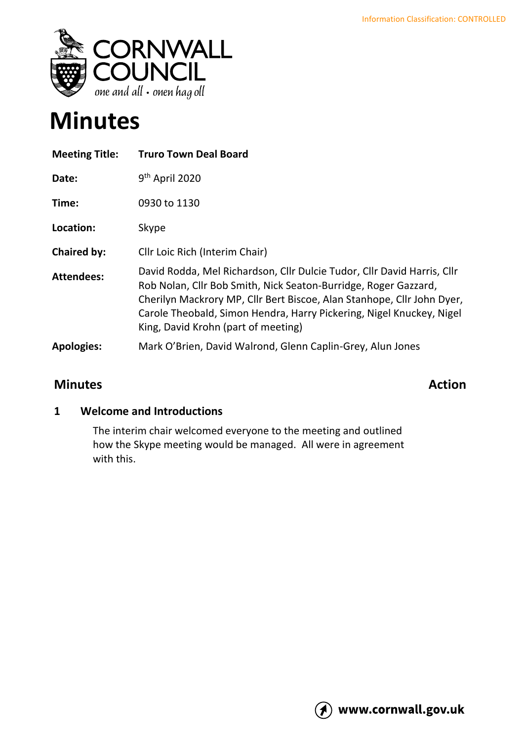# Minutes

| | |
|---|---|
| **Meeting Title:** | **Truro Town Deal Board** |
| **Date:** | 9th April 2020 |
| **Time:** | 0930 to 1130 |
| **Location:** | Skype |
| **Chaired by:** | Cllr Loic Rich (Interim Chair) |
| **Attendees:** | David Rodda, Mel Richardson, Cllr Dulcie Tudor, Cllr David Harris, Cllr Rob Nolan, Cllr Bob Smith, Nick Seaton-Burridge, Roger Gazzard, Cherilyn Mackrory MP, Cllr Bert Biscoe, Alan Stanhope, Cllr John Dyer, Carole Theobald, Simon Hendra, Harry Pickering, Nigel Knuckey, Nigel King, David Krohn (part of meeting) |
| **Apologies:** | Mark O'Brien, David Walrond, Glenn Caplin-Grey, Alun Jones |

## Minutes | Action

### 1 Welcome and Introductions

The interim chair welcomed everyone to the meeting and outlined how the Skype meeting would be managed. All were in agreement with this.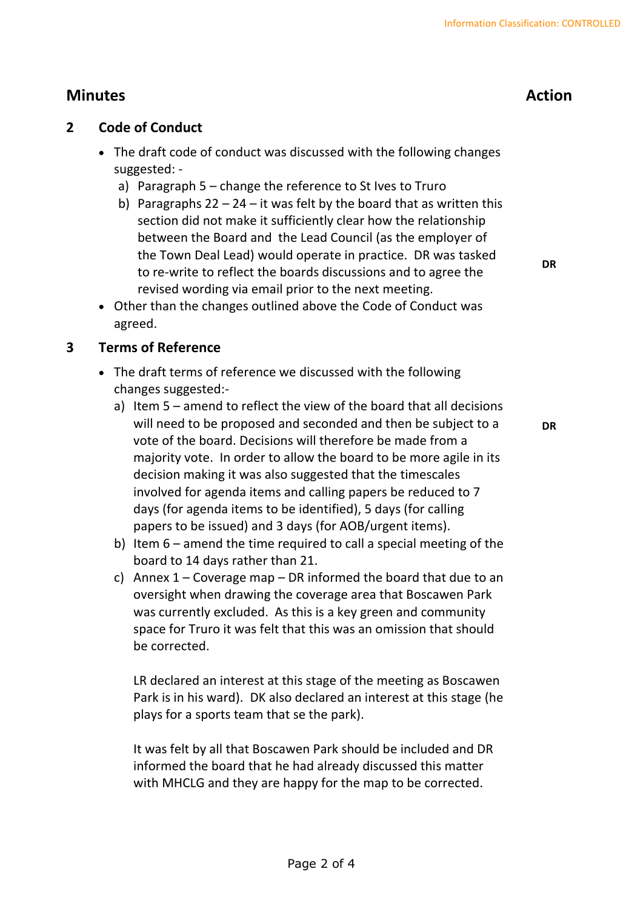Information Classification: CONTROLLED

## Minutes — Action

### 2 Code of Conduct

- The draft code of conduct was discussed with the following changes suggested: -
  a) Paragraph 5 – change the reference to St Ives to Truro
  b) Paragraphs 22 – 24 – it was felt by the board that as written this section did not make it sufficiently clear how the relationship between the Board and the Lead Council (as the employer of the Town Deal Lead) would operate in practice. DR was tasked to re-write to reflect the boards discussions and to agree the revised wording via email prior to the next meeting. **DR**
- Other than the changes outlined above the Code of Conduct was agreed.

### 3 Terms of Reference

- The draft terms of reference we discussed with the following changes suggested:-
  a) Item 5 – amend to reflect the view of the board that all decisions will need to be proposed and seconded and then be subject to a vote of the board. Decisions will therefore be made from a majority vote. In order to allow the board to be more agile in its decision making it was also suggested that the timescales involved for agenda items and calling papers be reduced to 7 days (for agenda items to be identified), 5 days (for calling papers to be issued) and 3 days (for AOB/urgent items). **DR**
  b) Item 6 – amend the time required to call a special meeting of the board to 14 days rather than 21.
  c) Annex 1 – Coverage map – DR informed the board that due to an oversight when drawing the coverage area that Boscawen Park was currently excluded. As this is a key green and community space for Truro it was felt that this was an omission that should be corrected.

     LR declared an interest at this stage of the meeting as Boscawen Park is in his ward). DK also declared an interest at this stage (he plays for a sports team that se the park).

     It was felt by all that Boscawen Park should be included and DR informed the board that he had already discussed this matter with MHCLG and they are happy for the map to be corrected.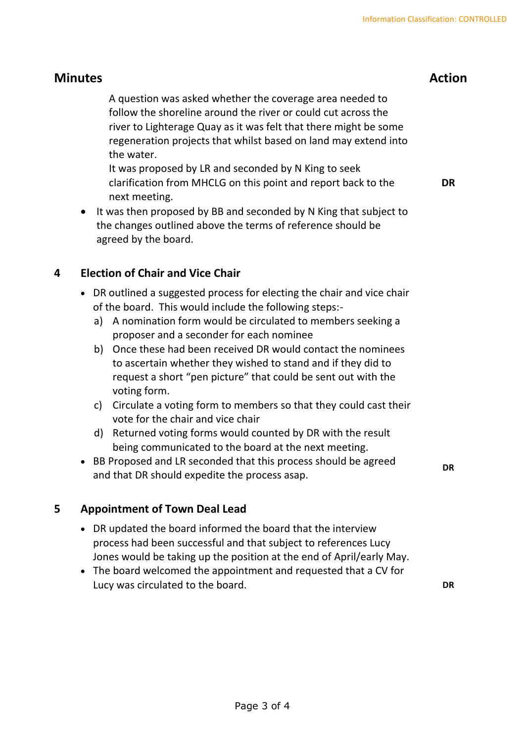Information Classification: CONTROLLED

| Minutes | Action |
|---|---|
| A question was asked whether the coverage area needed to follow the shoreline around the river or could cut across the river to Lighterage Quay as it was felt that there might be some regeneration projects that whilst based on land may extend into the water. It was proposed by LR and seconded by N King to seek clarification from MHCLG on this point and report back to the next meeting. | DR |
| • It was then proposed by BB and seconded by N King that subject to the changes outlined above the terms of reference should be agreed by the board. | |
| **4 Election of Chair and Vice Chair** | |
| • DR outlined a suggested process for electing the chair and vice chair of the board. This would include the following steps:-<br>a) A nomination form would be circulated to members seeking a proposer and a seconder for each nominee<br>b) Once these had been received DR would contact the nominees to ascertain whether they wished to stand and if they did to request a short "pen picture" that could be sent out with the voting form.<br>c) Circulate a voting form to members so that they could cast their vote for the chair and vice chair<br>d) Returned voting forms would counted by DR with the result being communicated to the board at the next meeting. | |
| • BB Proposed and LR seconded that this process should be agreed and that DR should expedite the process asap. | DR |
| **5 Appointment of Town Deal Lead** | |
| • DR updated the board informed the board that the interview process had been successful and that subject to references Lucy Jones would be taking up the position at the end of April/early May. | |
| • The board welcomed the appointment and requested that a CV for Lucy was circulated to the board. | DR |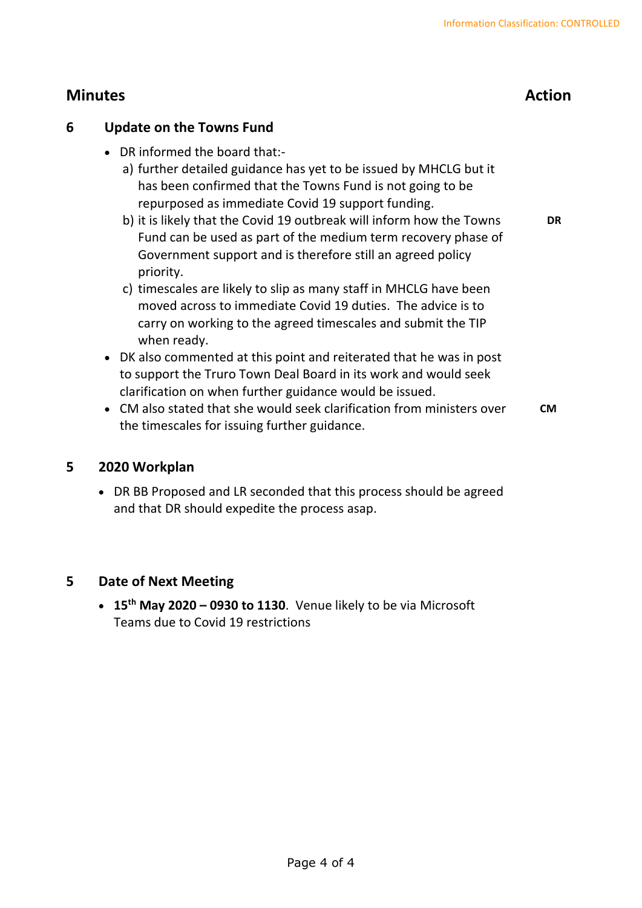## Minutes | Action

### 6 Update on the Towns Fund

- DR informed the board that:-
  a) further detailed guidance has yet to be issued by MHCLG but it has been confirmed that the Towns Fund is not going to be repurposed as immediate Covid 19 support funding.
  b) it is likely that the Covid 19 outbreak will inform how the Towns Fund can be used as part of the medium term recovery phase of Government support and is therefore still an agreed policy priority. **DR**
  c) timescales are likely to slip as many staff in MHCLG have been moved across to immediate Covid 19 duties. The advice is to carry on working to the agreed timescales and submit the TIP when ready.
- DK also commented at this point and reiterated that he was in post to support the Truro Town Deal Board in its work and would seek clarification on when further guidance would be issued.
- CM also stated that she would seek clarification from ministers over the timescales for issuing further guidance. **CM**

### 5 2020 Workplan

- DR BB Proposed and LR seconded that this process should be agreed and that DR should expedite the process asap.

### 5 Date of Next Meeting

- **15th May 2020 – 0930 to 1130**. Venue likely to be via Microsoft Teams due to Covid 19 restrictions